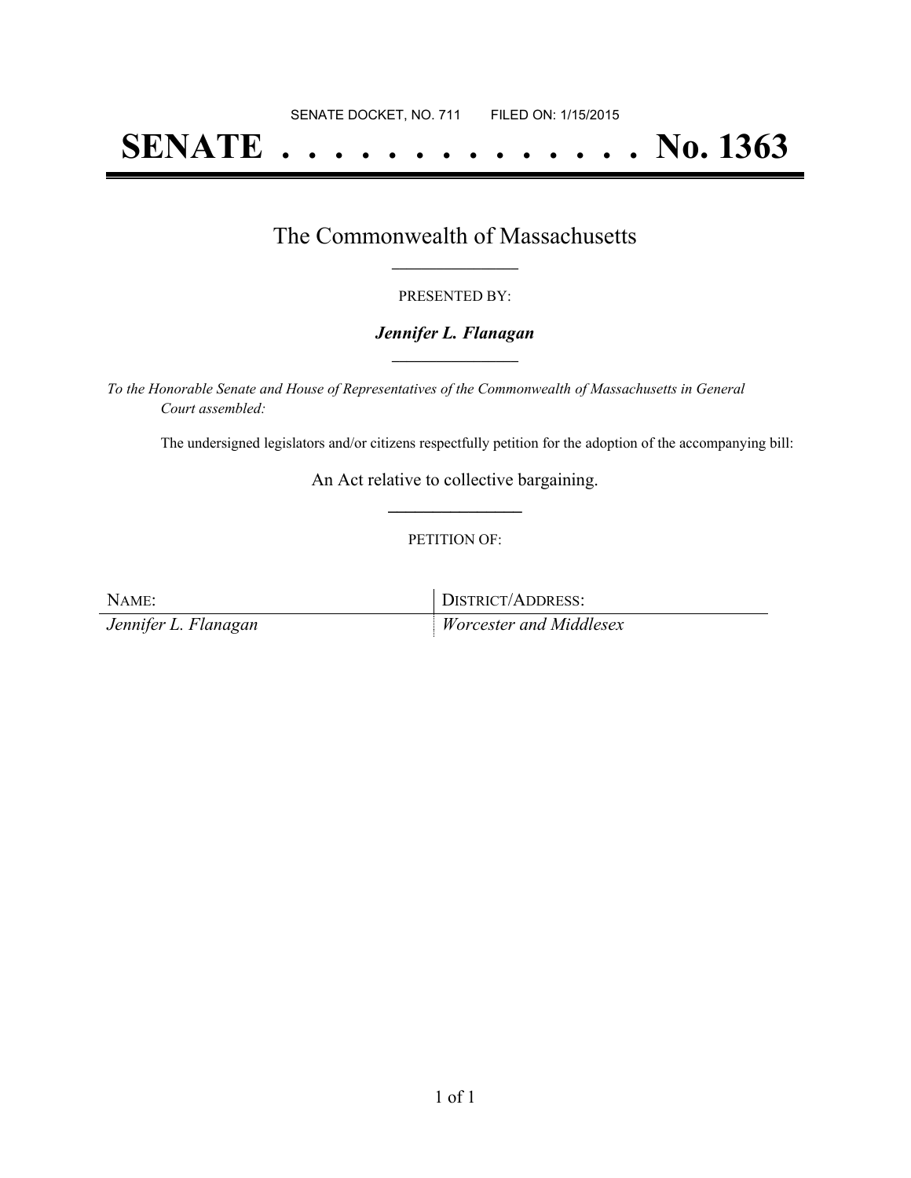SENATE DOCKET, NO. 711 FILED ON: 1/15/2015

# SENATE . . . . . . . . . . . . . . No. 1363

## The Commonwealth of Massachusetts

PRESENTED BY:

***Jennifer L. Flanagan***

*To the Honorable Senate and House of Representatives of the Commonwealth of Massachusetts in General Court assembled:*

The undersigned legislators and/or citizens respectfully petition for the adoption of the accompanying bill:

An Act relative to collective bargaining.

PETITION OF:

| NAME: | DISTRICT/ADDRESS: |
| --- | --- |
| *Jennifer L. Flanagan* | *Worcester and Middlesex* |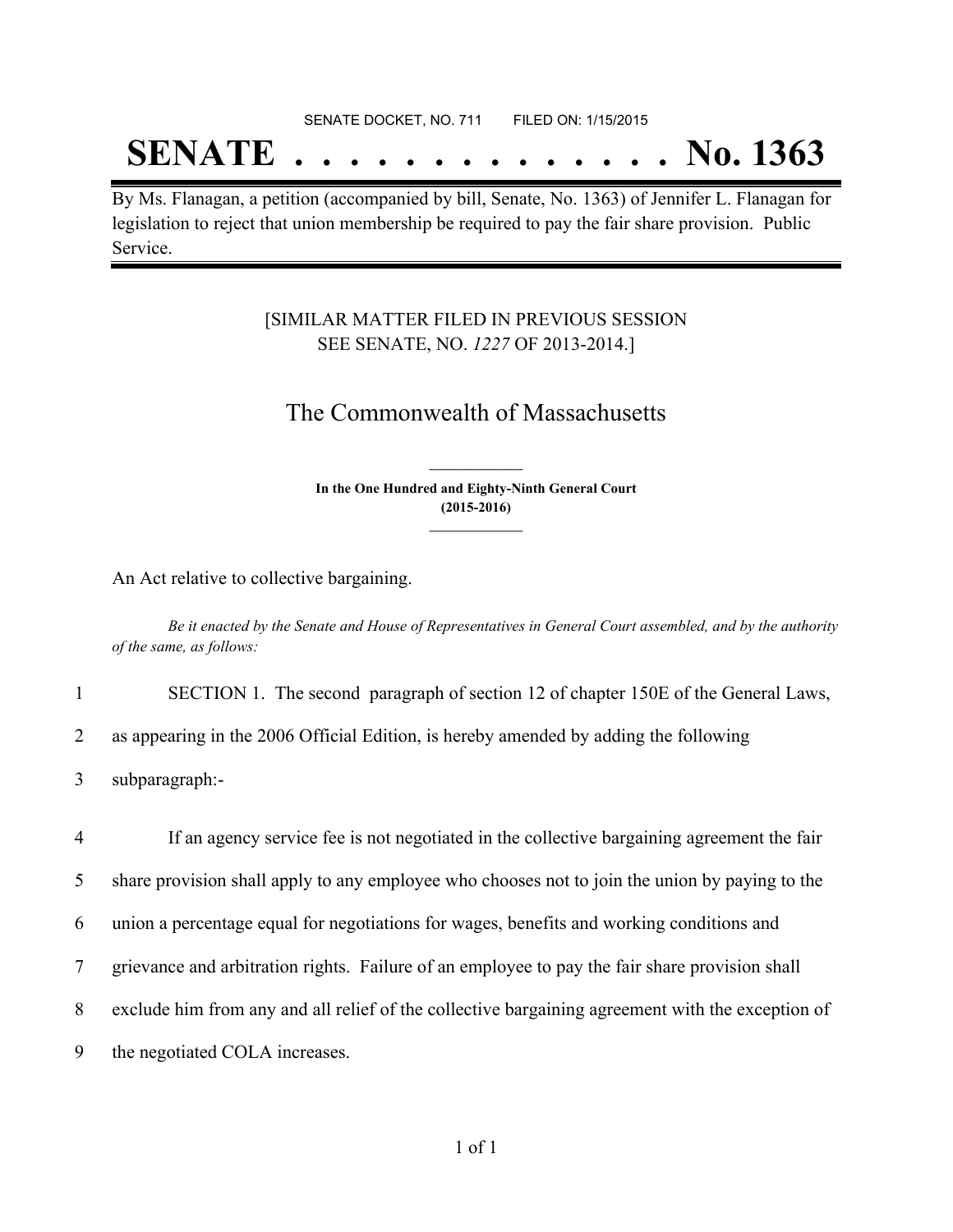SENATE DOCKET, NO. 711 FILED ON: 1/15/2015

# SENATE . . . . . . . . . . . . . . No. 1363

By Ms. Flanagan, a petition (accompanied by bill, Senate, No. 1363) of Jennifer L. Flanagan for legislation to reject that union membership be required to pay the fair share provision. Public Service.

[SIMILAR MATTER FILED IN PREVIOUS SESSION
SEE SENATE, NO. *1227* OF 2013-2014.]

## The Commonwealth of Massachusetts

**In the One Hundred and Eighty-Ninth General Court**
**(2015-2016)**

An Act relative to collective bargaining.

*Be it enacted by the Senate and House of Representatives in General Court assembled, and by the authority of the same, as follows:*

1 SECTION 1. The second paragraph of section 12 of chapter 150E of the General Laws,
2 as appearing in the 2006 Official Edition, is hereby amended by adding the following
3 subparagraph:-

4 If an agency service fee is not negotiated in the collective bargaining agreement the fair
5 share provision shall apply to any employee who chooses not to join the union by paying to the
6 union a percentage equal for negotiations for wages, benefits and working conditions and
7 grievance and arbitration rights. Failure of an employee to pay the fair share provision shall
8 exclude him from any and all relief of the collective bargaining agreement with the exception of
9 the negotiated COLA increases.